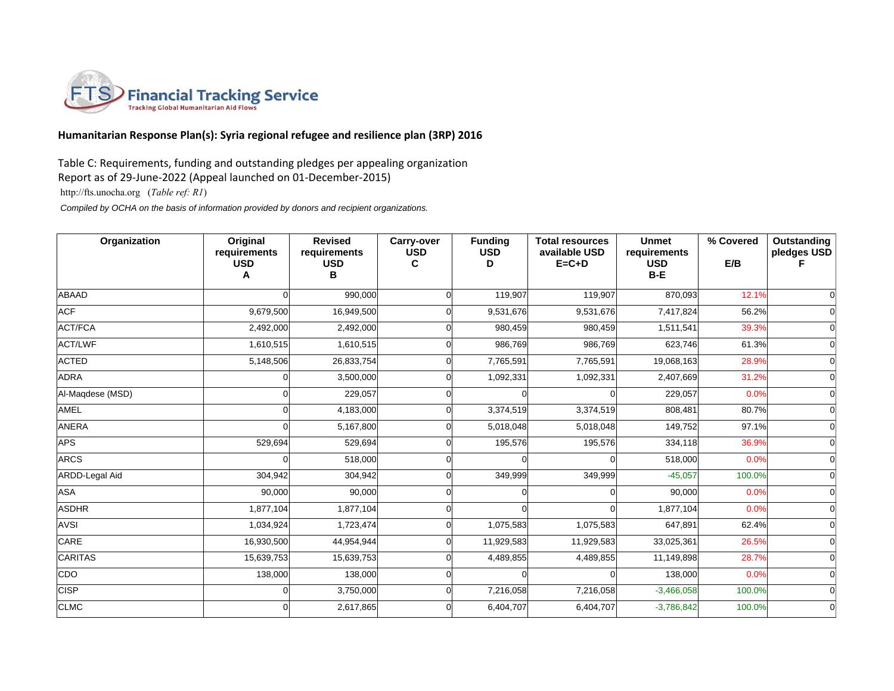FTS Financial Tracking Service
Tracking Global Humanitarian Aid Flows

## Humanitarian Response Plan(s): Syria regional refugee and resilience plan (3RP) 2016

Table C: Requirements, funding and outstanding pledges per appealing organization
Report as of 29-June-2022 (Appeal launched on 01-December-2015)
http://fts.unocha.org (*Table ref: R1*)

*Compiled by OCHA on the basis of information provided by donors and recipient organizations.*

| Organization | Original requirements USD A | Revised requirements USD B | Carry-over USD C | Funding USD D | Total resources available USD E=C+D | Unmet requirements USD B-E | % Covered E/B | Outstanding pledges USD F |
|---|---|---|---|---|---|---|---|---|
| ABAAD | 0 | 990,000 | 0 | 119,907 | 119,907 | 870,093 | 12.1% | 0 |
| ACF | 9,679,500 | 16,949,500 | 0 | 9,531,676 | 9,531,676 | 7,417,824 | 56.2% | 0 |
| ACT/FCA | 2,492,000 | 2,492,000 | 0 | 980,459 | 980,459 | 1,511,541 | 39.3% | 0 |
| ACT/LWF | 1,610,515 | 1,610,515 | 0 | 986,769 | 986,769 | 623,746 | 61.3% | 0 |
| ACTED | 5,148,506 | 26,833,754 | 0 | 7,765,591 | 7,765,591 | 19,068,163 | 28.9% | 0 |
| ADRA | 0 | 3,500,000 | 0 | 1,092,331 | 1,092,331 | 2,407,669 | 31.2% | 0 |
| Al-Maqdese (MSD) | 0 | 229,057 | 0 | 0 | 0 | 229,057 | 0.0% | 0 |
| AMEL | 0 | 4,183,000 | 0 | 3,374,519 | 3,374,519 | 808,481 | 80.7% | 0 |
| ANERA | 0 | 5,167,800 | 0 | 5,018,048 | 5,018,048 | 149,752 | 97.1% | 0 |
| APS | 529,694 | 529,694 | 0 | 195,576 | 195,576 | 334,118 | 36.9% | 0 |
| ARCS | 0 | 518,000 | 0 | 0 | 0 | 518,000 | 0.0% | 0 |
| ARDD-Legal Aid | 304,942 | 304,942 | 0 | 349,999 | 349,999 | -45,057 | 100.0% | 0 |
| ASA | 90,000 | 90,000 | 0 | 0 | 0 | 90,000 | 0.0% | 0 |
| ASDHR | 1,877,104 | 1,877,104 | 0 | 0 | 0 | 1,877,104 | 0.0% | 0 |
| AVSI | 1,034,924 | 1,723,474 | 0 | 1,075,583 | 1,075,583 | 647,891 | 62.4% | 0 |
| CARE | 16,930,500 | 44,954,944 | 0 | 11,929,583 | 11,929,583 | 33,025,361 | 26.5% | 0 |
| CARITAS | 15,639,753 | 15,639,753 | 0 | 4,489,855 | 4,489,855 | 11,149,898 | 28.7% | 0 |
| CDO | 138,000 | 138,000 | 0 | 0 | 0 | 138,000 | 0.0% | 0 |
| CISP | 0 | 3,750,000 | 0 | 7,216,058 | 7,216,058 | -3,466,058 | 100.0% | 0 |
| CLMC | 0 | 2,617,865 | 0 | 6,404,707 | 6,404,707 | -3,786,842 | 100.0% | 0 |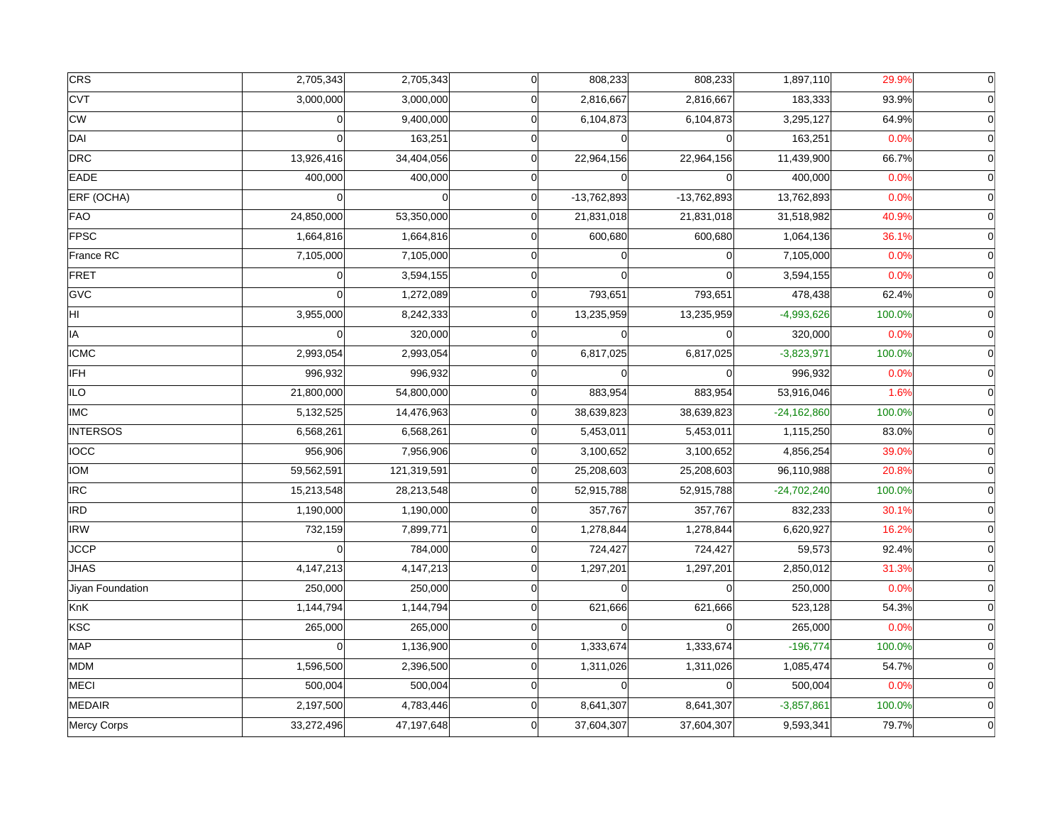| | | | | | | | | |
|---|---|---|---|---|---|---|---|---|
| CRS | 2,705,343 | 2,705,343 | 0 | 808,233 | 808,233 | 1,897,110 | 29.9% | 0 |
| CVT | 3,000,000 | 3,000,000 | 0 | 2,816,667 | 2,816,667 | 183,333 | 93.9% | 0 |
| CW | 0 | 9,400,000 | 0 | 6,104,873 | 6,104,873 | 3,295,127 | 64.9% | 0 |
| DAI | 0 | 163,251 | 0 | 0 | 0 | 163,251 | 0.0% | 0 |
| DRC | 13,926,416 | 34,404,056 | 0 | 22,964,156 | 22,964,156 | 11,439,900 | 66.7% | 0 |
| EADE | 400,000 | 400,000 | 0 | 0 | 0 | 400,000 | 0.0% | 0 |
| ERF (OCHA) | 0 | 0 | 0 | -13,762,893 | -13,762,893 | 13,762,893 | 0.0% | 0 |
| FAO | 24,850,000 | 53,350,000 | 0 | 21,831,018 | 21,831,018 | 31,518,982 | 40.9% | 0 |
| FPSC | 1,664,816 | 1,664,816 | 0 | 600,680 | 600,680 | 1,064,136 | 36.1% | 0 |
| France RC | 7,105,000 | 7,105,000 | 0 | 0 | 0 | 7,105,000 | 0.0% | 0 |
| FRET | 0 | 3,594,155 | 0 | 0 | 0 | 3,594,155 | 0.0% | 0 |
| GVC | 0 | 1,272,089 | 0 | 793,651 | 793,651 | 478,438 | 62.4% | 0 |
| HI | 3,955,000 | 8,242,333 | 0 | 13,235,959 | 13,235,959 | -4,993,626 | 100.0% | 0 |
| IA | 0 | 320,000 | 0 | 0 | 0 | 320,000 | 0.0% | 0 |
| ICMC | 2,993,054 | 2,993,054 | 0 | 6,817,025 | 6,817,025 | -3,823,971 | 100.0% | 0 |
| IFH | 996,932 | 996,932 | 0 | 0 | 0 | 996,932 | 0.0% | 0 |
| ILO | 21,800,000 | 54,800,000 | 0 | 883,954 | 883,954 | 53,916,046 | 1.6% | 0 |
| IMC | 5,132,525 | 14,476,963 | 0 | 38,639,823 | 38,639,823 | -24,162,860 | 100.0% | 0 |
| INTERSOS | 6,568,261 | 6,568,261 | 0 | 5,453,011 | 5,453,011 | 1,115,250 | 83.0% | 0 |
| IOCC | 956,906 | 7,956,906 | 0 | 3,100,652 | 3,100,652 | 4,856,254 | 39.0% | 0 |
| IOM | 59,562,591 | 121,319,591 | 0 | 25,208,603 | 25,208,603 | 96,110,988 | 20.8% | 0 |
| IRC | 15,213,548 | 28,213,548 | 0 | 52,915,788 | 52,915,788 | -24,702,240 | 100.0% | 0 |
| IRD | 1,190,000 | 1,190,000 | 0 | 357,767 | 357,767 | 832,233 | 30.1% | 0 |
| IRW | 732,159 | 7,899,771 | 0 | 1,278,844 | 1,278,844 | 6,620,927 | 16.2% | 0 |
| JCCP | 0 | 784,000 | 0 | 724,427 | 724,427 | 59,573 | 92.4% | 0 |
| JHAS | 4,147,213 | 4,147,213 | 0 | 1,297,201 | 1,297,201 | 2,850,012 | 31.3% | 0 |
| Jiyan Foundation | 250,000 | 250,000 | 0 | 0 | 0 | 250,000 | 0.0% | 0 |
| KnK | 1,144,794 | 1,144,794 | 0 | 621,666 | 621,666 | 523,128 | 54.3% | 0 |
| KSC | 265,000 | 265,000 | 0 | 0 | 0 | 265,000 | 0.0% | 0 |
| MAP | 0 | 1,136,900 | 0 | 1,333,674 | 1,333,674 | -196,774 | 100.0% | 0 |
| MDM | 1,596,500 | 2,396,500 | 0 | 1,311,026 | 1,311,026 | 1,085,474 | 54.7% | 0 |
| MECI | 500,004 | 500,004 | 0 | 0 | 0 | 500,004 | 0.0% | 0 |
| MEDAIR | 2,197,500 | 4,783,446 | 0 | 8,641,307 | 8,641,307 | -3,857,861 | 100.0% | 0 |
| Mercy Corps | 33,272,496 | 47,197,648 | 0 | 37,604,307 | 37,604,307 | 9,593,341 | 79.7% | 0 |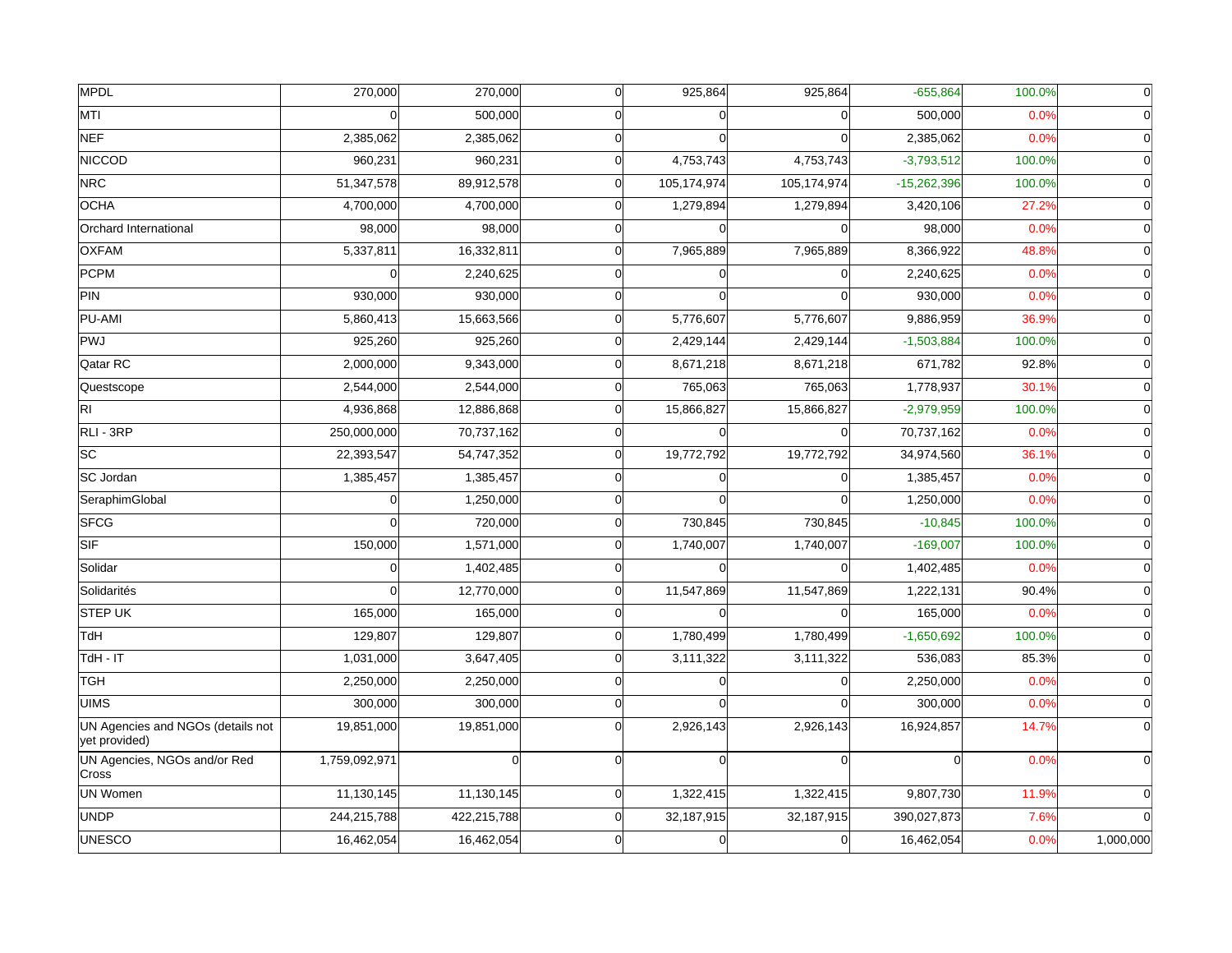| | | | | | | | | |
|---|---|---|---|---|---|---|---|---|
| MPDL | 270,000 | 270,000 | 0 | 925,864 | 925,864 | -655,864 | 100.0% | 0 |
| MTI | 0 | 500,000 | 0 | 0 | 0 | 500,000 | 0.0% | 0 |
| NEF | 2,385,062 | 2,385,062 | 0 | 0 | 0 | 2,385,062 | 0.0% | 0 |
| NICCOD | 960,231 | 960,231 | 0 | 4,753,743 | 4,753,743 | -3,793,512 | 100.0% | 0 |
| NRC | 51,347,578 | 89,912,578 | 0 | 105,174,974 | 105,174,974 | -15,262,396 | 100.0% | 0 |
| OCHA | 4,700,000 | 4,700,000 | 0 | 1,279,894 | 1,279,894 | 3,420,106 | 27.2% | 0 |
| Orchard International | 98,000 | 98,000 | 0 | 0 | 0 | 98,000 | 0.0% | 0 |
| OXFAM | 5,337,811 | 16,332,811 | 0 | 7,965,889 | 7,965,889 | 8,366,922 | 48.8% | 0 |
| PCPM | 0 | 2,240,625 | 0 | 0 | 0 | 2,240,625 | 0.0% | 0 |
| PIN | 930,000 | 930,000 | 0 | 0 | 0 | 930,000 | 0.0% | 0 |
| PU-AMI | 5,860,413 | 15,663,566 | 0 | 5,776,607 | 5,776,607 | 9,886,959 | 36.9% | 0 |
| PWJ | 925,260 | 925,260 | 0 | 2,429,144 | 2,429,144 | -1,503,884 | 100.0% | 0 |
| Qatar RC | 2,000,000 | 9,343,000 | 0 | 8,671,218 | 8,671,218 | 671,782 | 92.8% | 0 |
| Questscope | 2,544,000 | 2,544,000 | 0 | 765,063 | 765,063 | 1,778,937 | 30.1% | 0 |
| RI | 4,936,868 | 12,886,868 | 0 | 15,866,827 | 15,866,827 | -2,979,959 | 100.0% | 0 |
| RLI - 3RP | 250,000,000 | 70,737,162 | 0 | 0 | 0 | 70,737,162 | 0.0% | 0 |
| SC | 22,393,547 | 54,747,352 | 0 | 19,772,792 | 19,772,792 | 34,974,560 | 36.1% | 0 |
| SC Jordan | 1,385,457 | 1,385,457 | 0 | 0 | 0 | 1,385,457 | 0.0% | 0 |
| SeraphimGlobal | 0 | 1,250,000 | 0 | 0 | 0 | 1,250,000 | 0.0% | 0 |
| SFCG | 0 | 720,000 | 0 | 730,845 | 730,845 | -10,845 | 100.0% | 0 |
| SIF | 150,000 | 1,571,000 | 0 | 1,740,007 | 1,740,007 | -169,007 | 100.0% | 0 |
| Solidar | 0 | 1,402,485 | 0 | 0 | 0 | 1,402,485 | 0.0% | 0 |
| Solidarités | 0 | 12,770,000 | 0 | 11,547,869 | 11,547,869 | 1,222,131 | 90.4% | 0 |
| STEP UK | 165,000 | 165,000 | 0 | 0 | 0 | 165,000 | 0.0% | 0 |
| TdH | 129,807 | 129,807 | 0 | 1,780,499 | 1,780,499 | -1,650,692 | 100.0% | 0 |
| TdH - IT | 1,031,000 | 3,647,405 | 0 | 3,111,322 | 3,111,322 | 536,083 | 85.3% | 0 |
| TGH | 2,250,000 | 2,250,000 | 0 | 0 | 0 | 2,250,000 | 0.0% | 0 |
| UIMS | 300,000 | 300,000 | 0 | 0 | 0 | 300,000 | 0.0% | 0 |
| UN Agencies and NGOs (details not yet provided) | 19,851,000 | 19,851,000 | 0 | 2,926,143 | 2,926,143 | 16,924,857 | 14.7% | 0 |
| UN Agencies, NGOs and/or Red Cross | 1,759,092,971 | 0 | 0 | 0 | 0 | 0 | 0.0% | 0 |
| UN Women | 11,130,145 | 11,130,145 | 0 | 1,322,415 | 1,322,415 | 9,807,730 | 11.9% | 0 |
| UNDP | 244,215,788 | 422,215,788 | 0 | 32,187,915 | 32,187,915 | 390,027,873 | 7.6% | 0 |
| UNESCO | 16,462,054 | 16,462,054 | 0 | 0 | 0 | 16,462,054 | 0.0% | 1,000,000 |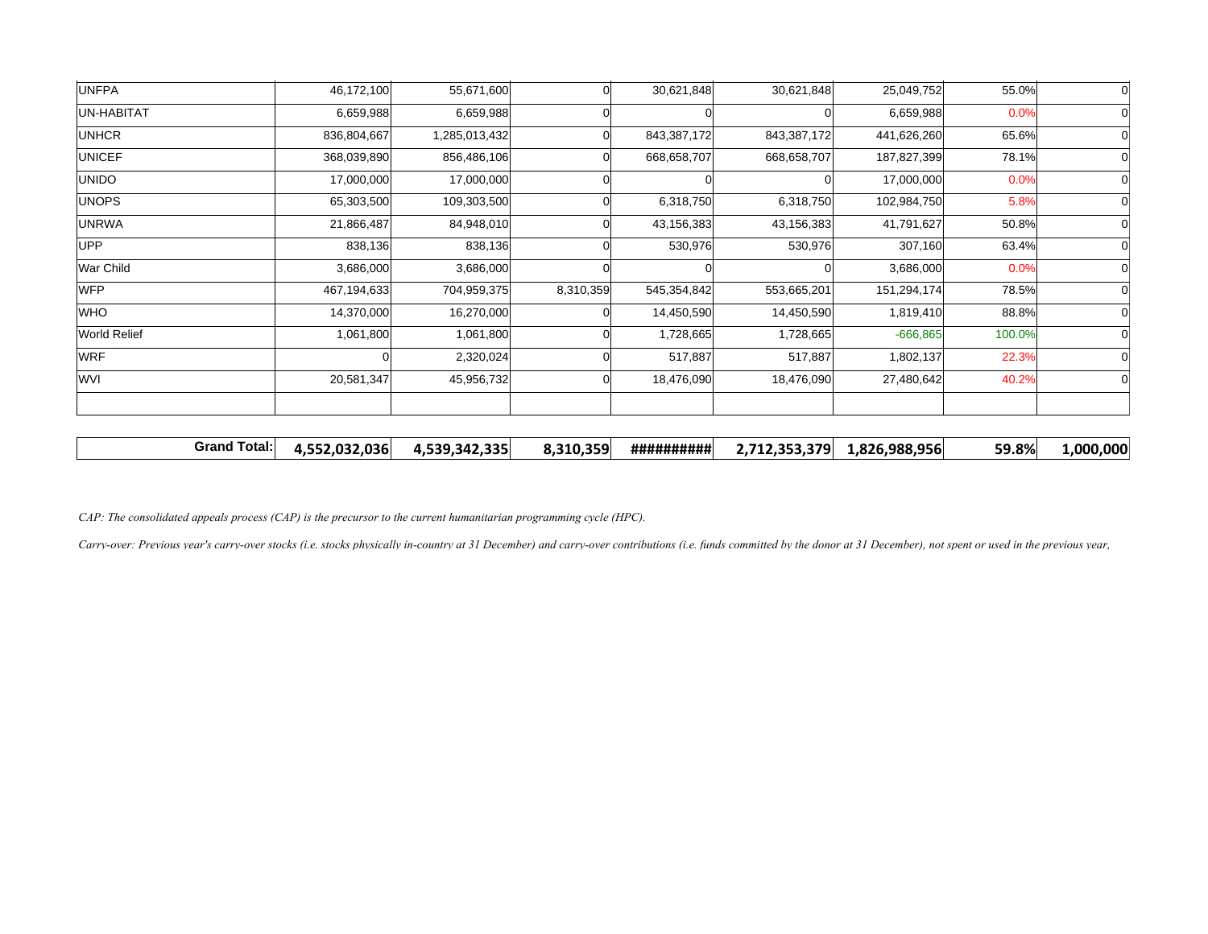| | | | | | | | | |
|---|---|---|---|---|---|---|---|---|
| UNFPA | 46,172,100 | 55,671,600 | 0 | 30,621,848 | 30,621,848 | 25,049,752 | 55.0% | 0 |
| UN-HABITAT | 6,659,988 | 6,659,988 | 0 | 0 | 0 | 6,659,988 | 0.0% | 0 |
| UNHCR | 836,804,667 | 1,285,013,432 | 0 | 843,387,172 | 843,387,172 | 441,626,260 | 65.6% | 0 |
| UNICEF | 368,039,890 | 856,486,106 | 0 | 668,658,707 | 668,658,707 | 187,827,399 | 78.1% | 0 |
| UNIDO | 17,000,000 | 17,000,000 | 0 | 0 | 0 | 17,000,000 | 0.0% | 0 |
| UNOPS | 65,303,500 | 109,303,500 | 0 | 6,318,750 | 6,318,750 | 102,984,750 | 5.8% | 0 |
| UNRWA | 21,866,487 | 84,948,010 | 0 | 43,156,383 | 43,156,383 | 41,791,627 | 50.8% | 0 |
| UPP | 838,136 | 838,136 | 0 | 530,976 | 530,976 | 307,160 | 63.4% | 0 |
| War Child | 3,686,000 | 3,686,000 | 0 | 0 | 0 | 3,686,000 | 0.0% | 0 |
| WFP | 467,194,633 | 704,959,375 | 8,310,359 | 545,354,842 | 553,665,201 | 151,294,174 | 78.5% | 0 |
| WHO | 14,370,000 | 16,270,000 | 0 | 14,450,590 | 14,450,590 | 1,819,410 | 88.8% | 0 |
| World Relief | 1,061,800 | 1,061,800 | 0 | 1,728,665 | 1,728,665 | -666,865 | 100.0% | 0 |
| WRF | 0 | 2,320,024 | 0 | 517,887 | 517,887 | 1,802,137 | 22.3% | 0 |
| WVI | 20,581,347 | 45,956,732 | 0 | 18,476,090 | 18,476,090 | 27,480,642 | 40.2% | 0 |
| | | | | | | | | |
| **Grand Total:** | **4,552,032,036** | **4,539,342,335** | **8,310,359** | **##########** | **2,712,353,379** | **1,826,988,956** | **59.8%** | **1,000,000** |

*CAP: The consolidated appeals process (CAP) is the precursor to the current humanitarian programming cycle (HPC).*

*Carry-over: Previous year's carry-over stocks (i.e. stocks physically in-country at 31 December) and carry-over contributions (i.e. funds committed by the donor at 31 December), not spent or used in the previous year,*